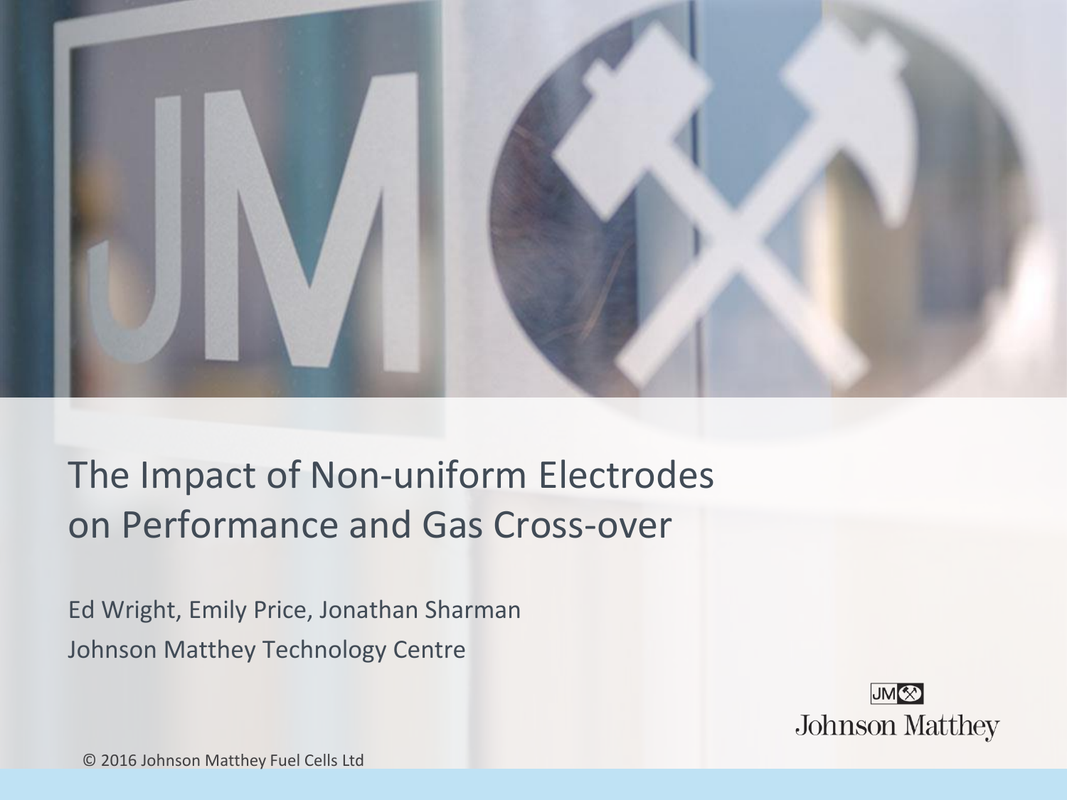# The Impact of Non-uniform Electrodes on Performance and Gas Cross-over

Ed Wright, Emily Price, Jonathan Sharman

Johnson Matthey Technology Centre

© 2016 Johnson Matthey Fuel Cells Ltd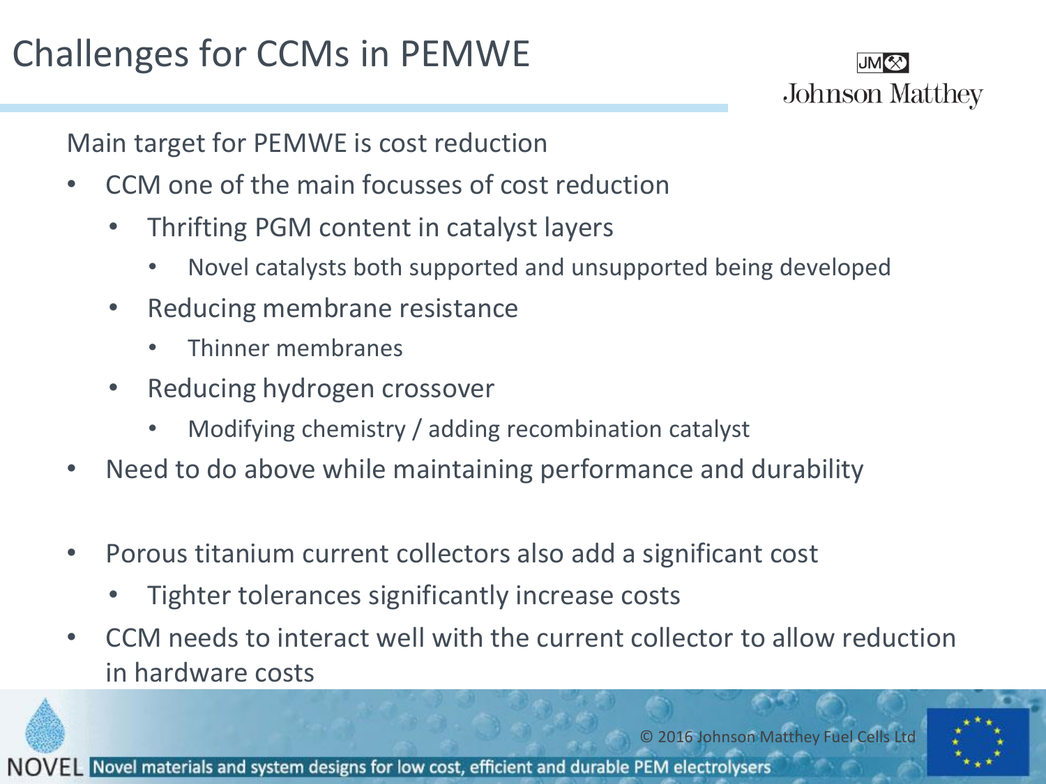# Challenges for CCMs in PEMWE

Main target for PEMWE is cost reduction

- CCM one of the main focusses of cost reduction
  - Thrifting PGM content in catalyst layers
    - Novel catalysts both supported and unsupported being developed
  - Reducing membrane resistance
    - Thinner membranes
  - Reducing hydrogen crossover
    - Modifying chemistry / adding recombination catalyst
- Need to do above while maintaining performance and durability

- Porous titanium current collectors also add a significant cost
  - Tighter tolerances significantly increase costs
- CCM needs to interact well with the current collector to allow reduction in hardware costs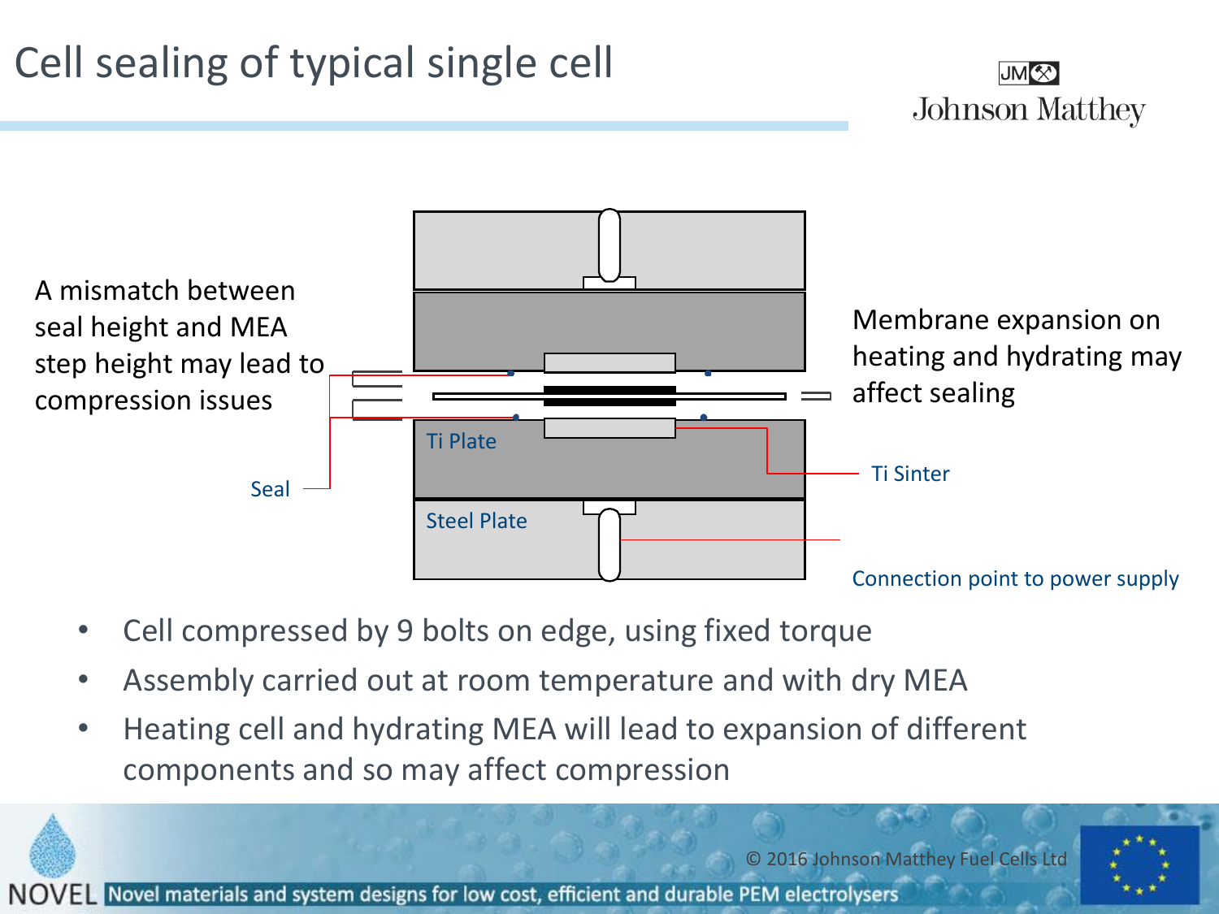# Cell sealing of typical single cell

A mismatch between seal height and MEA step height may lead to compression issues

Membrane expansion on heating and hydrating may affect sealing

Seal

Ti Plate

Ti Sinter

Steel Plate

Connection point to power supply

- Cell compressed by 9 bolts on edge, using fixed torque
- Assembly carried out at room temperature and with dry MEA
- Heating cell and hydrating MEA will lead to expansion of different components and so may affect compression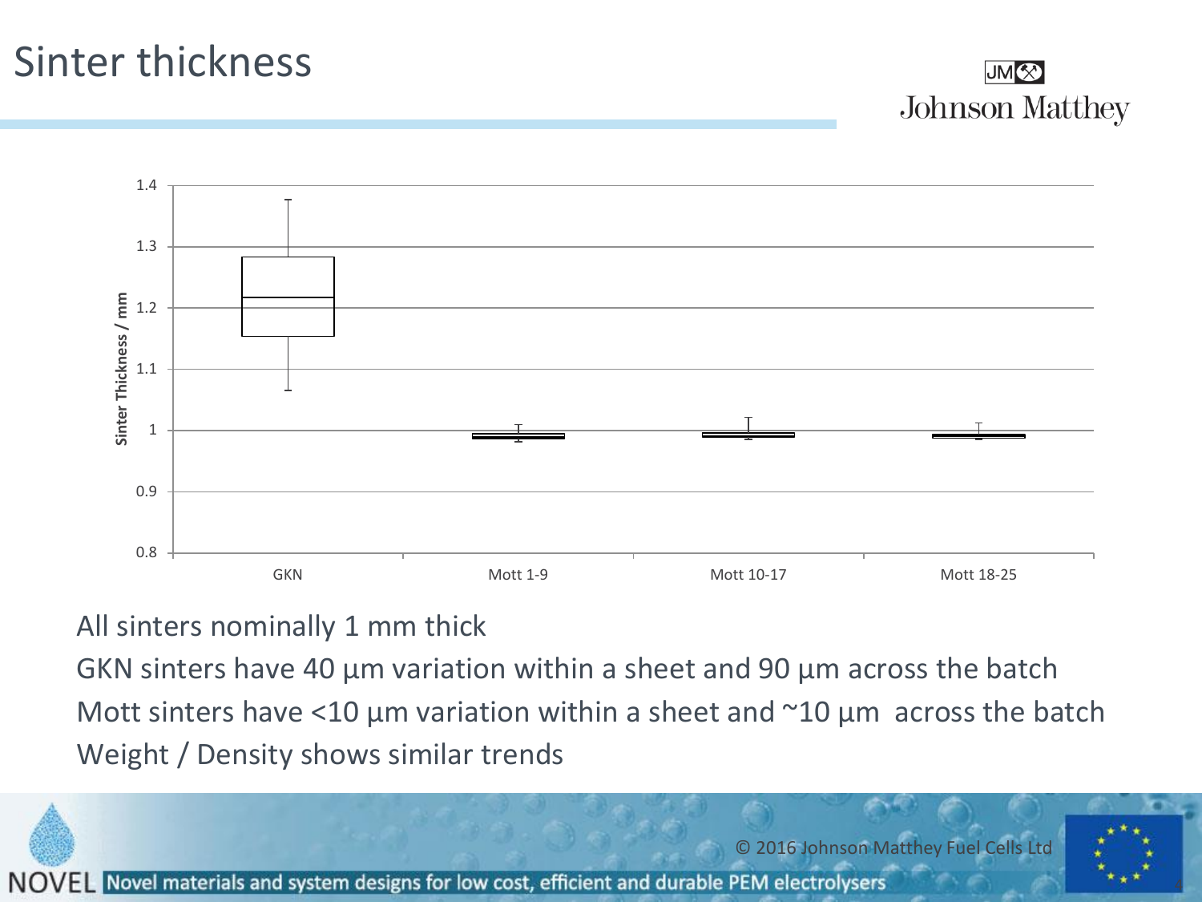# Sinter thickness

All sinters nominally 1 mm thick

GKN sinters have 40 µm variation within a sheet and 90 µm across the batch

Mott sinters have <10 µm variation within a sheet and ~10 µm across the batch

Weight / Density shows similar trends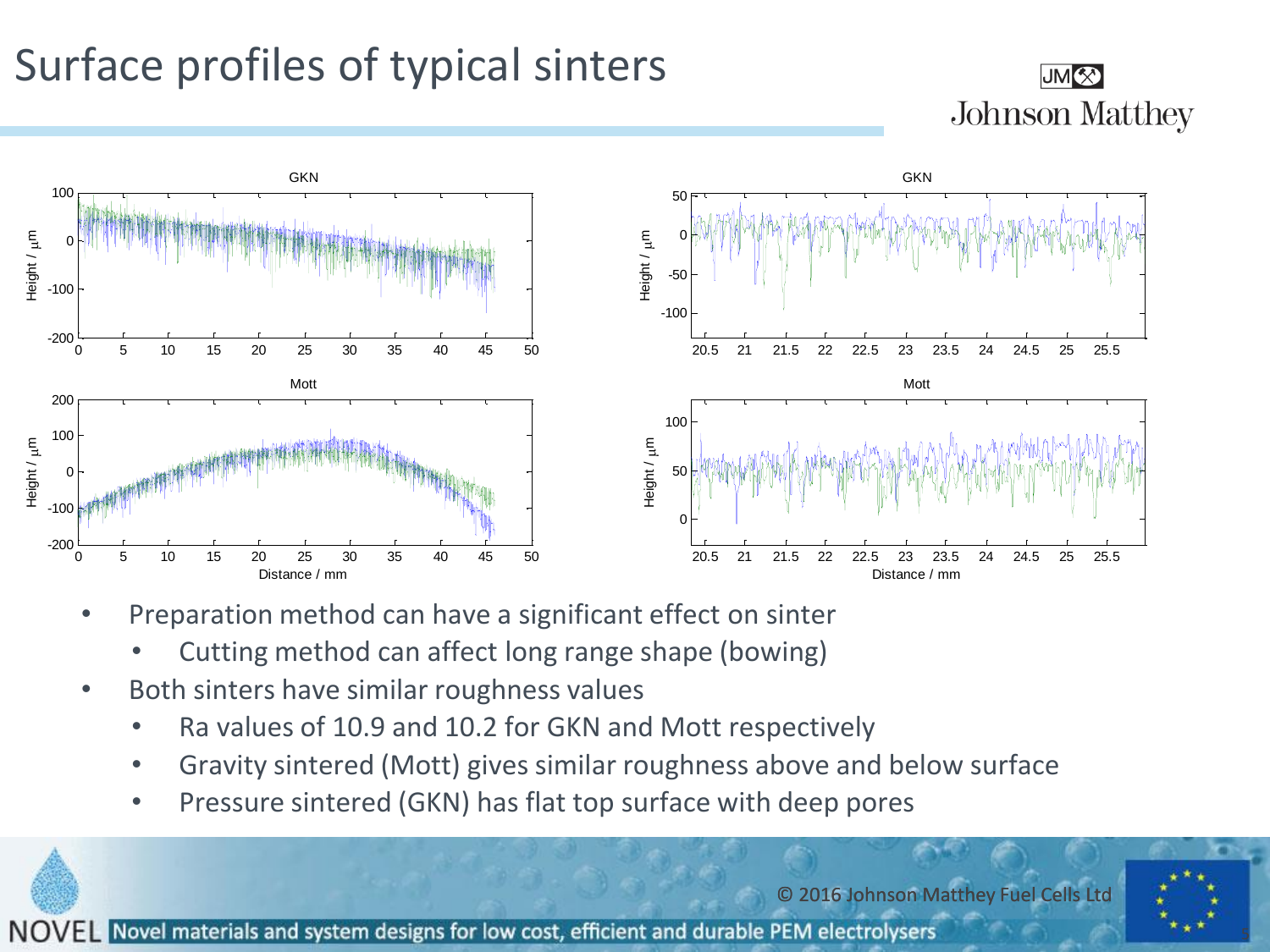# Surface profiles of typical sinters

- Preparation method can have a significant effect on sinter
  - Cutting method can affect long range shape (bowing)
- Both sinters have similar roughness values
  - Ra values of 10.9 and 10.2 for GKN and Mott respectively
  - Gravity sintered (Mott) gives similar roughness above and below surface
  - Pressure sintered (GKN) has flat top surface with deep pores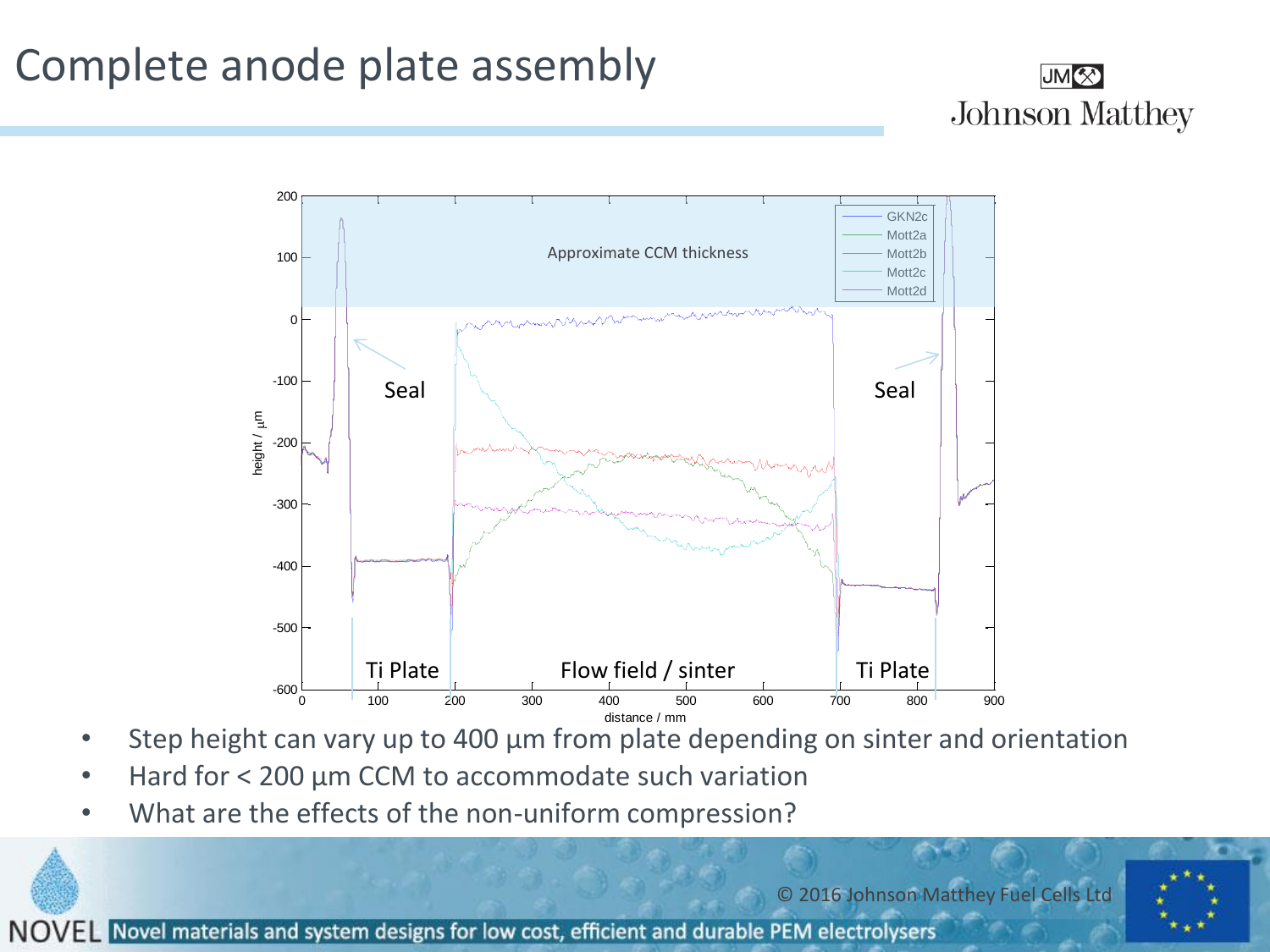# Complete anode plate assembly

- Step height can vary up to 400 µm from plate depending on sinter and orientation
- Hard for < 200 µm CCM to accommodate such variation
- What are the effects of the non-uniform compression?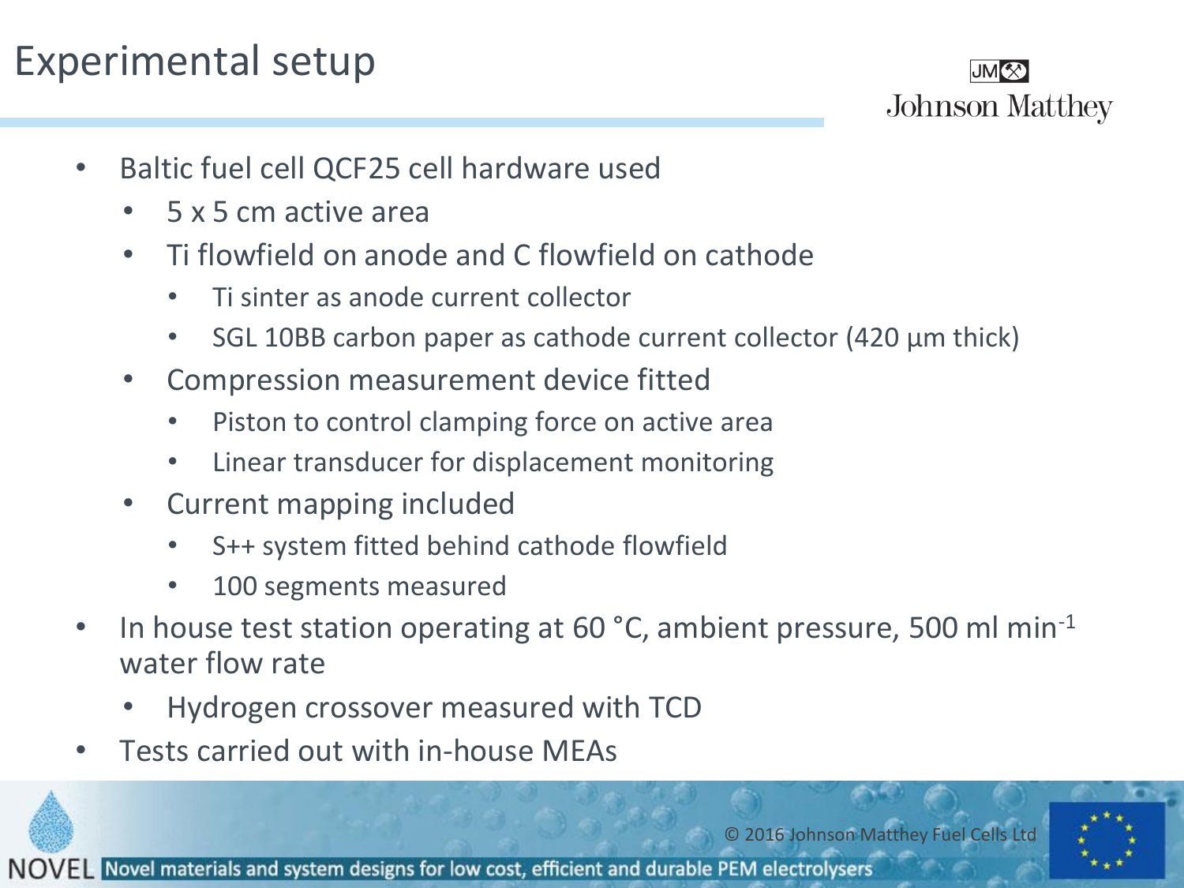# Experimental setup

- Baltic fuel cell QCF25 cell hardware used
  - 5 x 5 cm active area
  - Ti flowfield on anode and C flowfield on cathode
    - Ti sinter as anode current collector
    - SGL 10BB carbon paper as cathode current collector (420 µm thick)
  - Compression measurement device fitted
    - Piston to control clamping force on active area
    - Linear transducer for displacement monitoring
  - Current mapping included
    - S++ system fitted behind cathode flowfield
    - 100 segments measured
- In house test station operating at 60 °C, ambient pressure, 500 ml $min^{-1}$ water flow rate
  - Hydrogen crossover measured with TCD
- Tests carried out with in-house MEAs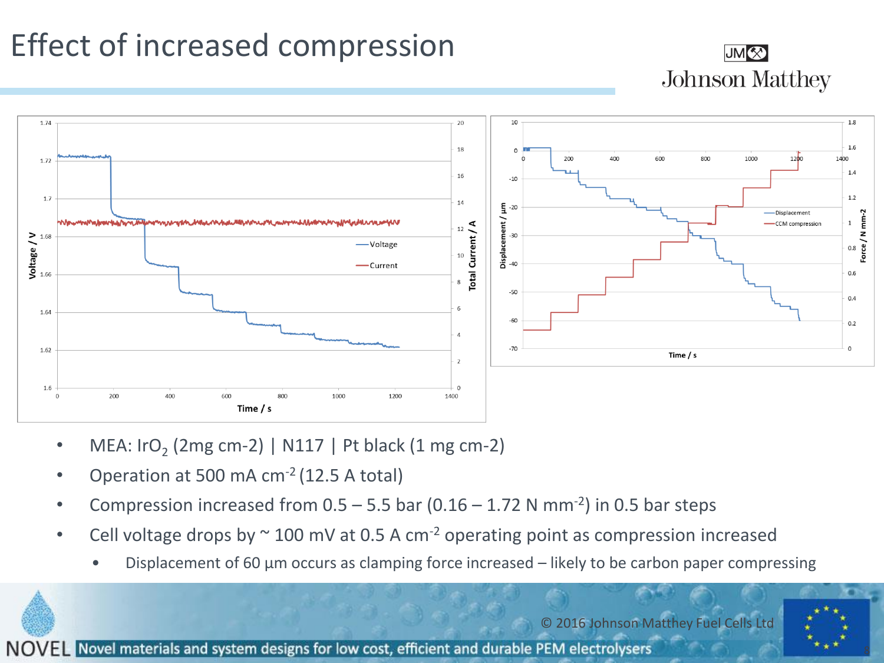# Effect of increased compression

- MEA: $IrO_2$ (2mg cm-2) | N117 | Pt black (1 mg cm-2)
- Operation at 500 mA $cm^{-2}$ (12.5 A total)
- Compression increased from 0.5 – 5.5 bar (0.16 – 1.72 N $mm^{-2}$) in 0.5 bar steps
- Cell voltage drops by ~ 100 mV at 0.5 A $cm^{-2}$ operating point as compression increased
  - Displacement of 60 µm occurs as clamping force increased – likely to be carbon paper compressing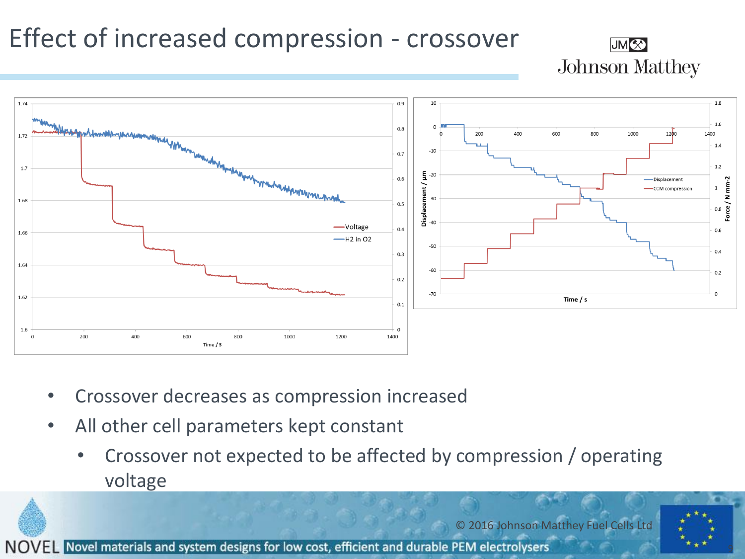# Effect of increased compression - crossover

- Crossover decreases as compression increased
- All other cell parameters kept constant
  - Crossover not expected to be affected by compression / operating voltage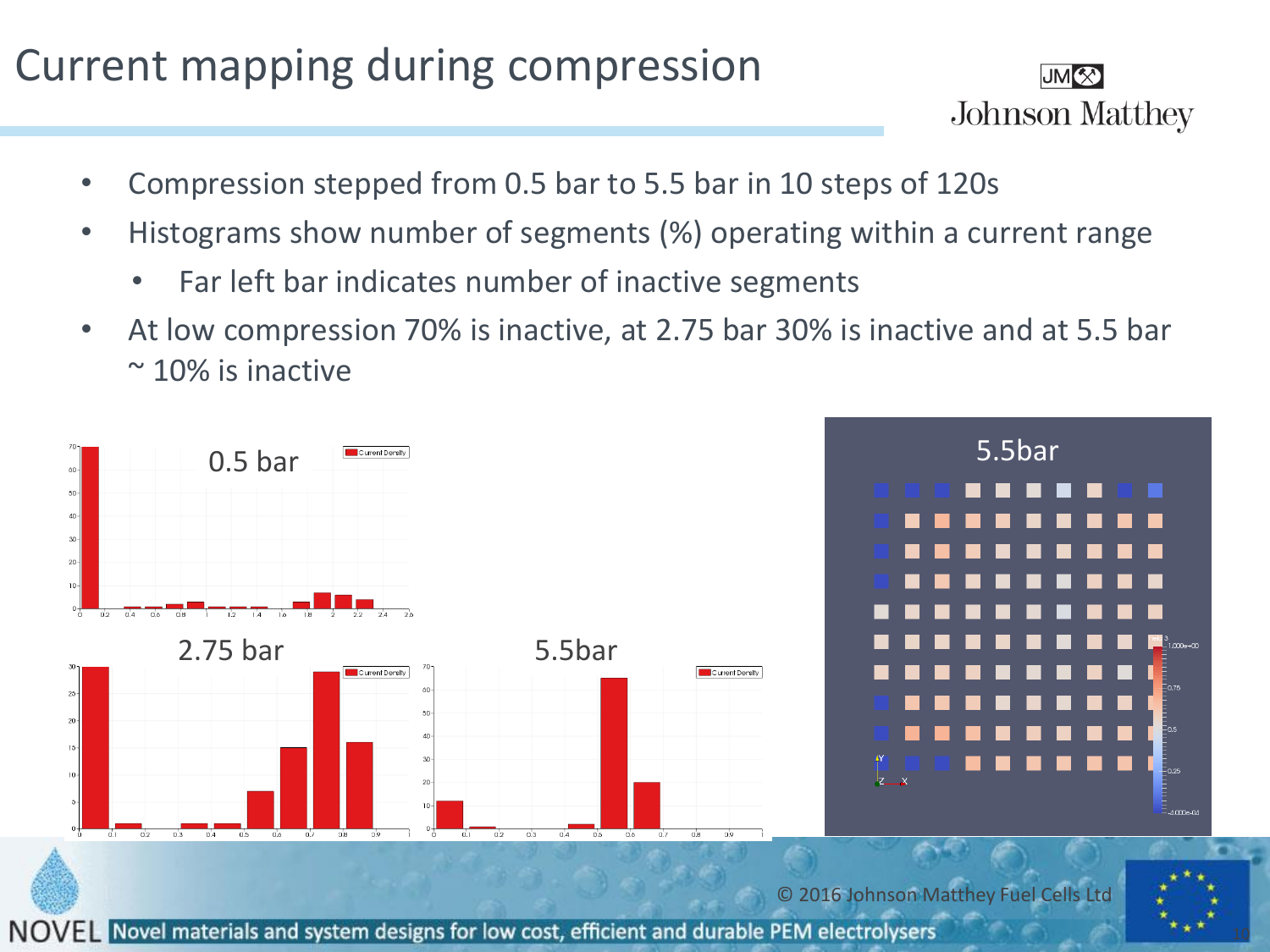# Current mapping during compression

- Compression stepped from 0.5 bar to 5.5 bar in 10 steps of 120s
- Histograms show number of segments (%) operating within a current range
  - Far left bar indicates number of inactive segments
- At low compression 70% is inactive, at 2.75 bar 30% is inactive and at 5.5 bar ~ 10% is inactive

0.5 bar

2.75 bar

5.5bar

5.5bar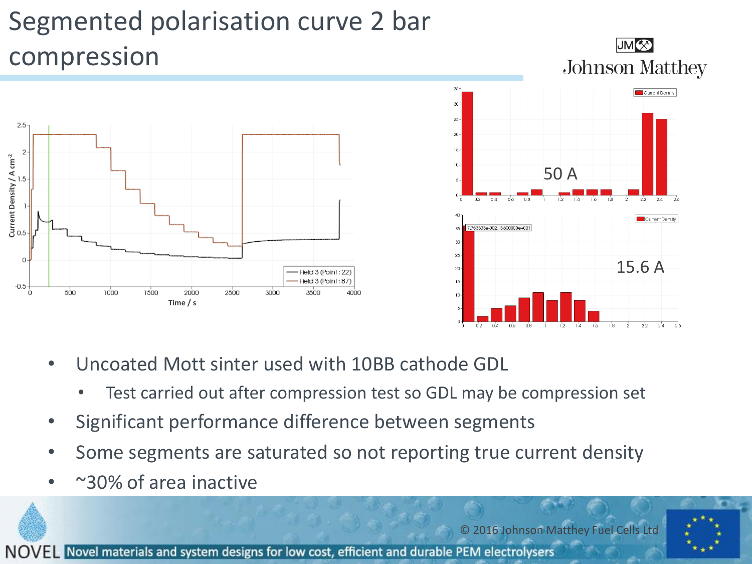# Segmented polarisation curve 2 bar compression

50 A

15.6 A

- Uncoated Mott sinter used with 10BB cathode GDL
  - Test carried out after compression test so GDL may be compression set
- Significant performance difference between segments
- Some segments are saturated so not reporting true current density
- ~30% of area inactive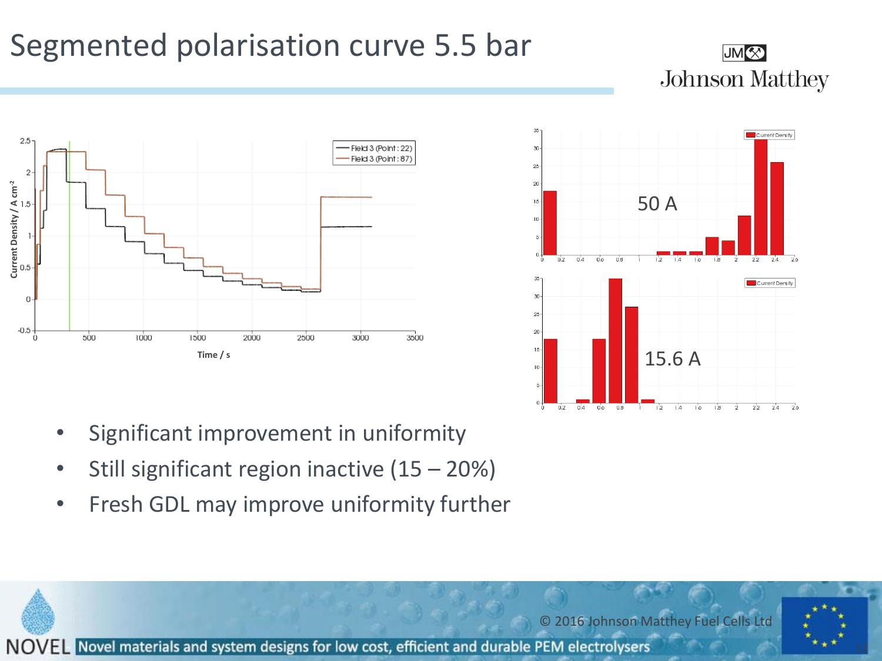# Segmented polarisation curve 5.5 bar

- Significant improvement in uniformity
- Still significant region inactive (15 – 20%)
- Fresh GDL may improve uniformity further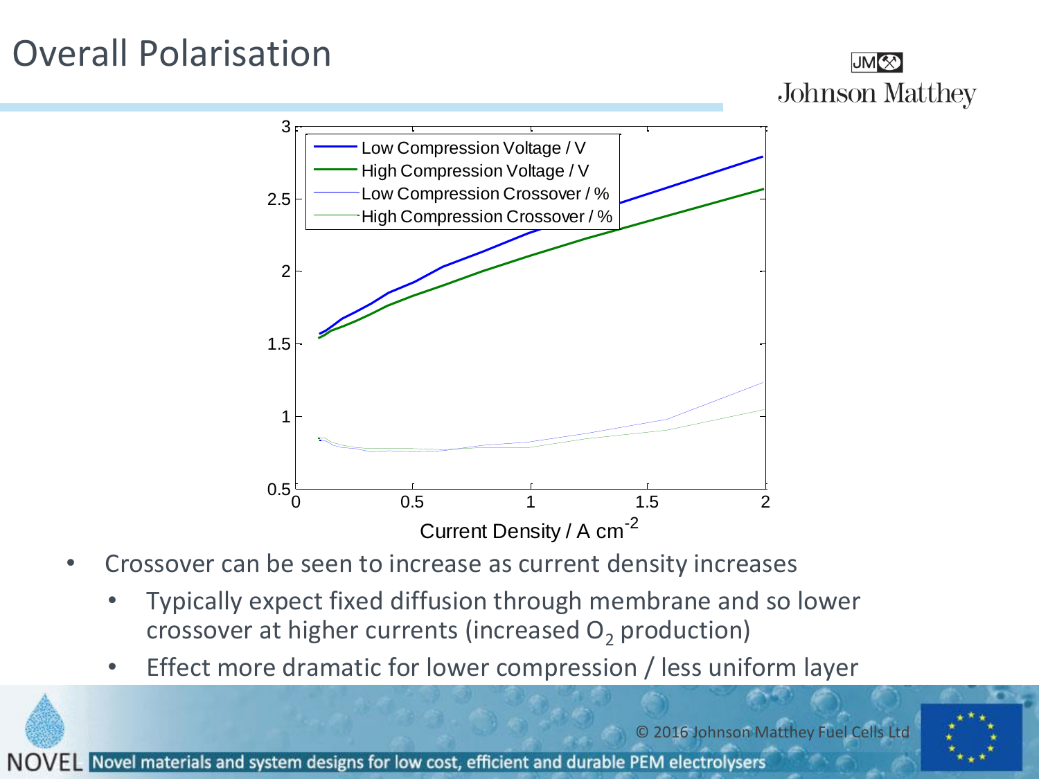# Overall Polarisation

- Crossover can be seen to increase as current density increases
  - Typically expect fixed diffusion through membrane and so lower crossover at higher currents (increased $O_2$ production)
  - Effect more dramatic for lower compression / less uniform layer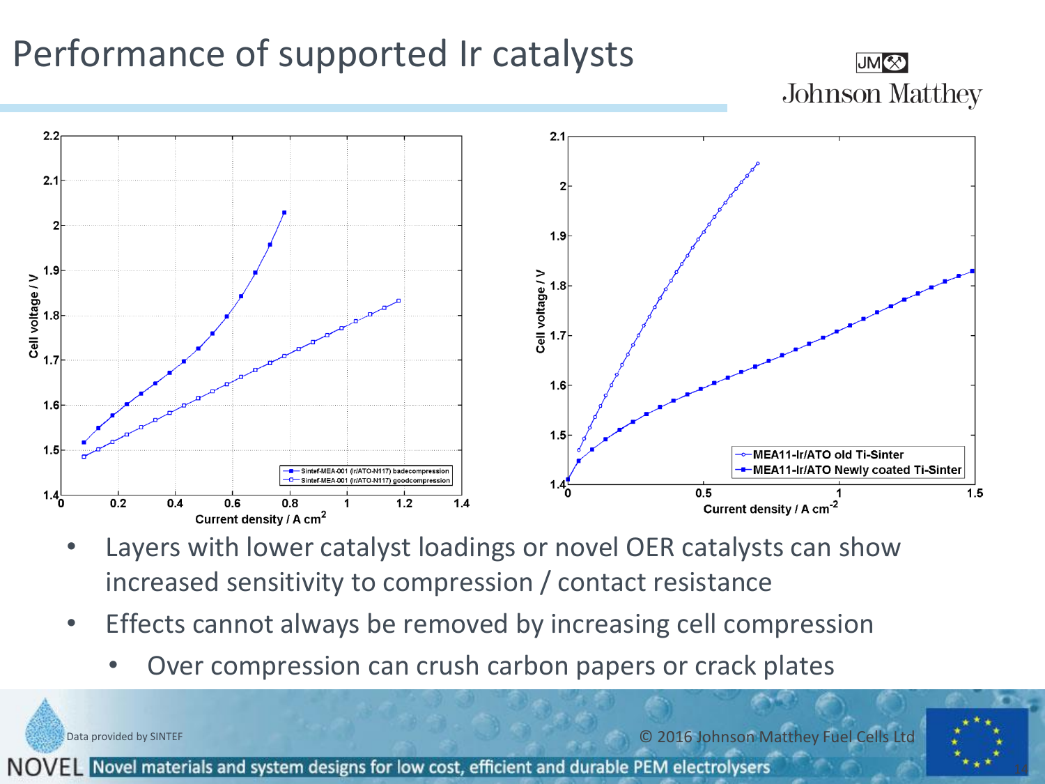# Performance of supported Ir catalysts

- Layers with lower catalyst loadings or novel OER catalysts can show increased sensitivity to compression / contact resistance
- Effects cannot always be removed by increasing cell compression
  - Over compression can crush carbon papers or crack plates

Data provided by SINTEF

© 2016 Johnson Matthey Fuel Cells Ltd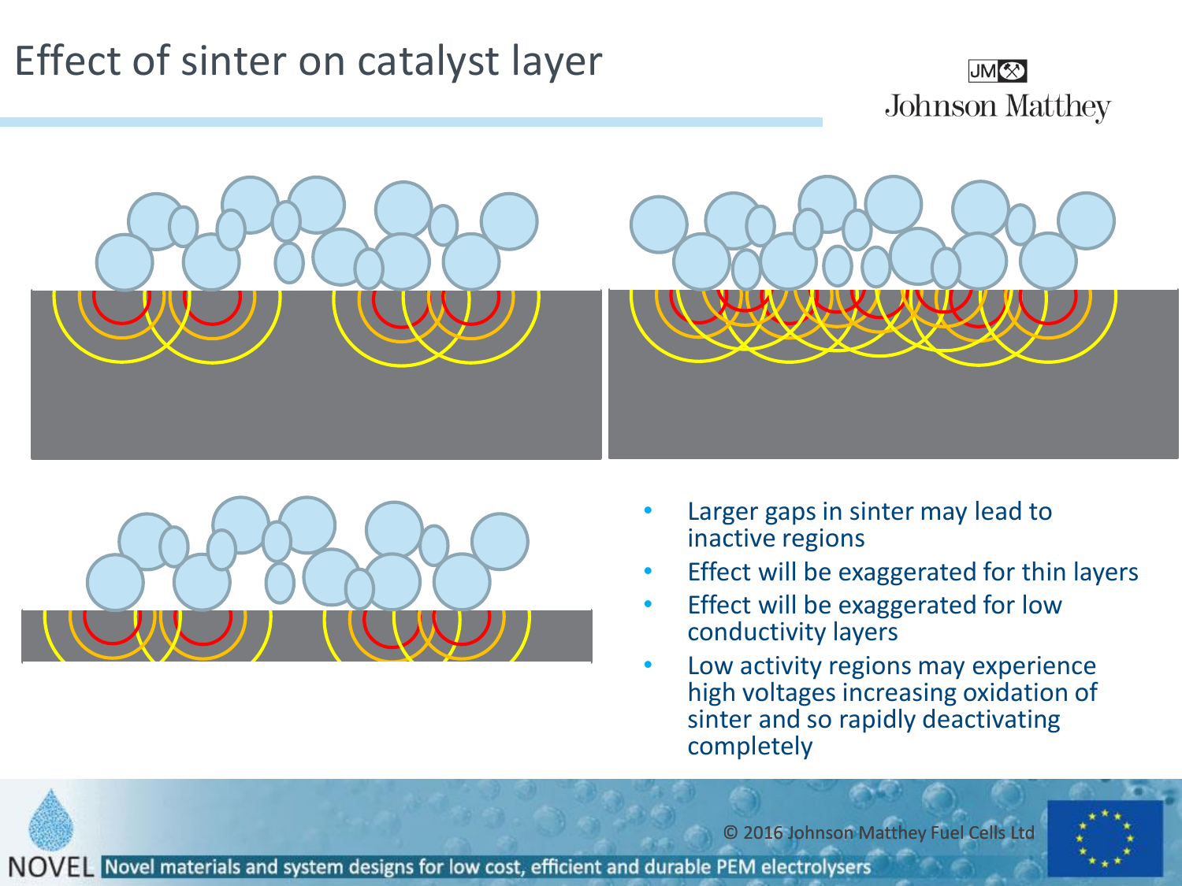# Effect of sinter on catalyst layer

- Larger gaps in sinter may lead to inactive regions
- Effect will be exaggerated for thin layers
- Effect will be exaggerated for low conductivity layers
- Low activity regions may experience high voltages increasing oxidation of sinter and so rapidly deactivating completely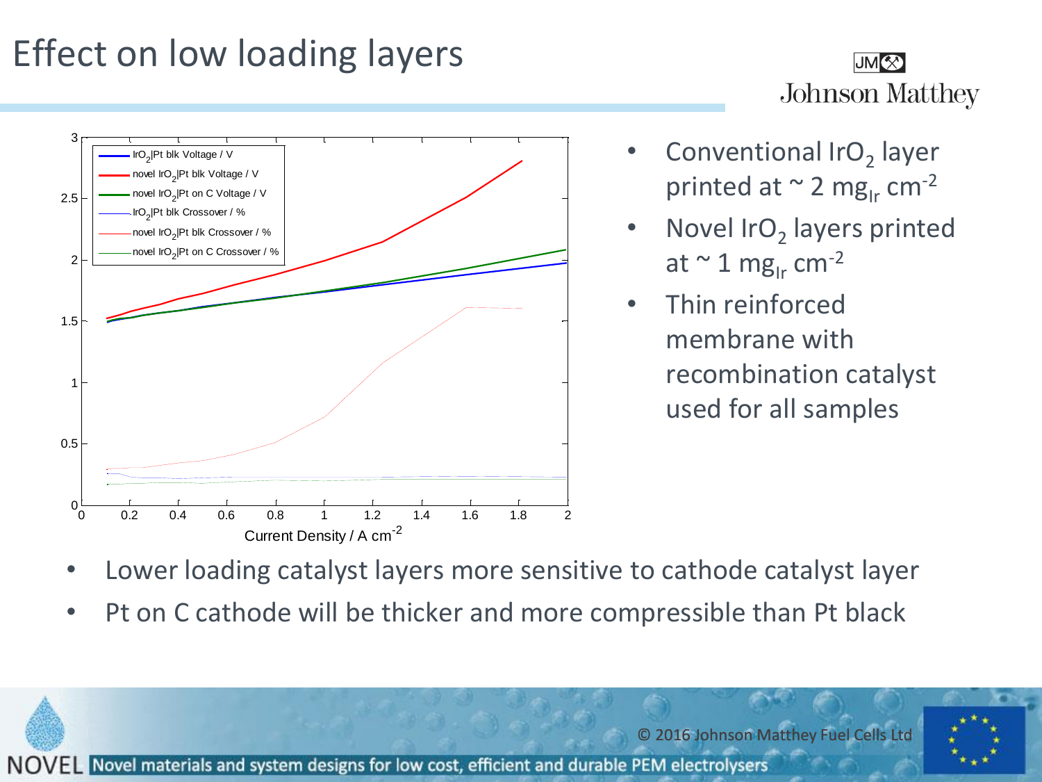# Effect on low loading layers

- Conventional $IrO_2$ layer printed at ~ 2 $mg_{Ir}$ $cm^{-2}$
- Novel $IrO_2$ layers printed at ~ 1 $mg_{Ir}$ $cm^{-2}$
- Thin reinforced membrane with recombination catalyst used for all samples

- Lower loading catalyst layers more sensitive to cathode catalyst layer
- Pt on C cathode will be thicker and more compressible than Pt black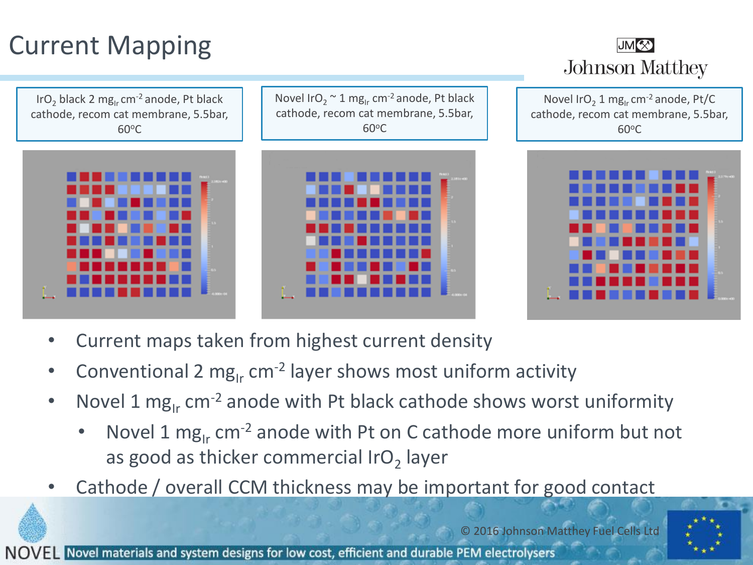# Current Mapping

| $IrO_2$ black 2 $mg_{Ir}\,cm^{-2}$ anode, Pt black cathode, recom cat membrane, 5.5bar, 60°C | Novel $IrO_2$ ~ 1 $mg_{Ir}\,cm^{-2}$ anode, Pt black cathode, recom cat membrane, 5.5bar, 60°C | Novel $IrO_2$ 1 $mg_{Ir}\,cm^{-2}$ anode, Pt/C cathode, recom cat membrane, 5.5bar, 60°C |
| --- | --- | --- |

- Current maps taken from highest current density
- Conventional 2 $mg_{Ir}\,cm^{-2}$ layer shows most uniform activity
- Novel 1 $mg_{Ir}\,cm^{-2}$ anode with Pt black cathode shows worst uniformity
  - Novel 1 $mg_{Ir}\,cm^{-2}$ anode with Pt on C cathode more uniform but not as good as thicker commercial $IrO_2$ layer
- Cathode / overall CCM thickness may be important for good contact

© 2016 Johnson Matthey Fuel Cells Ltd

NOVEL Novel materials and system designs for low cost, efficient and durable PEM electrolysers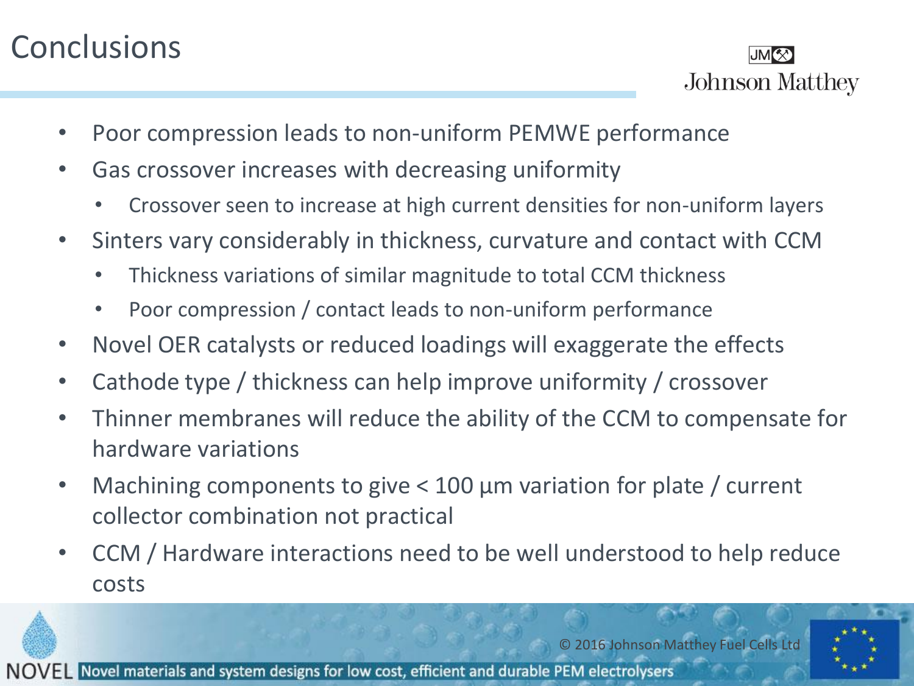# Conclusions

- Poor compression leads to non-uniform PEMWE performance
- Gas crossover increases with decreasing uniformity
  - Crossover seen to increase at high current densities for non-uniform layers
- Sinters vary considerably in thickness, curvature and contact with CCM
  - Thickness variations of similar magnitude to total CCM thickness
  - Poor compression / contact leads to non-uniform performance
- Novel OER catalysts or reduced loadings will exaggerate the effects
- Cathode type / thickness can help improve uniformity / crossover
- Thinner membranes will reduce the ability of the CCM to compensate for hardware variations
- Machining components to give < 100 µm variation for plate / current collector combination not practical
- CCM / Hardware interactions need to be well understood to help reduce costs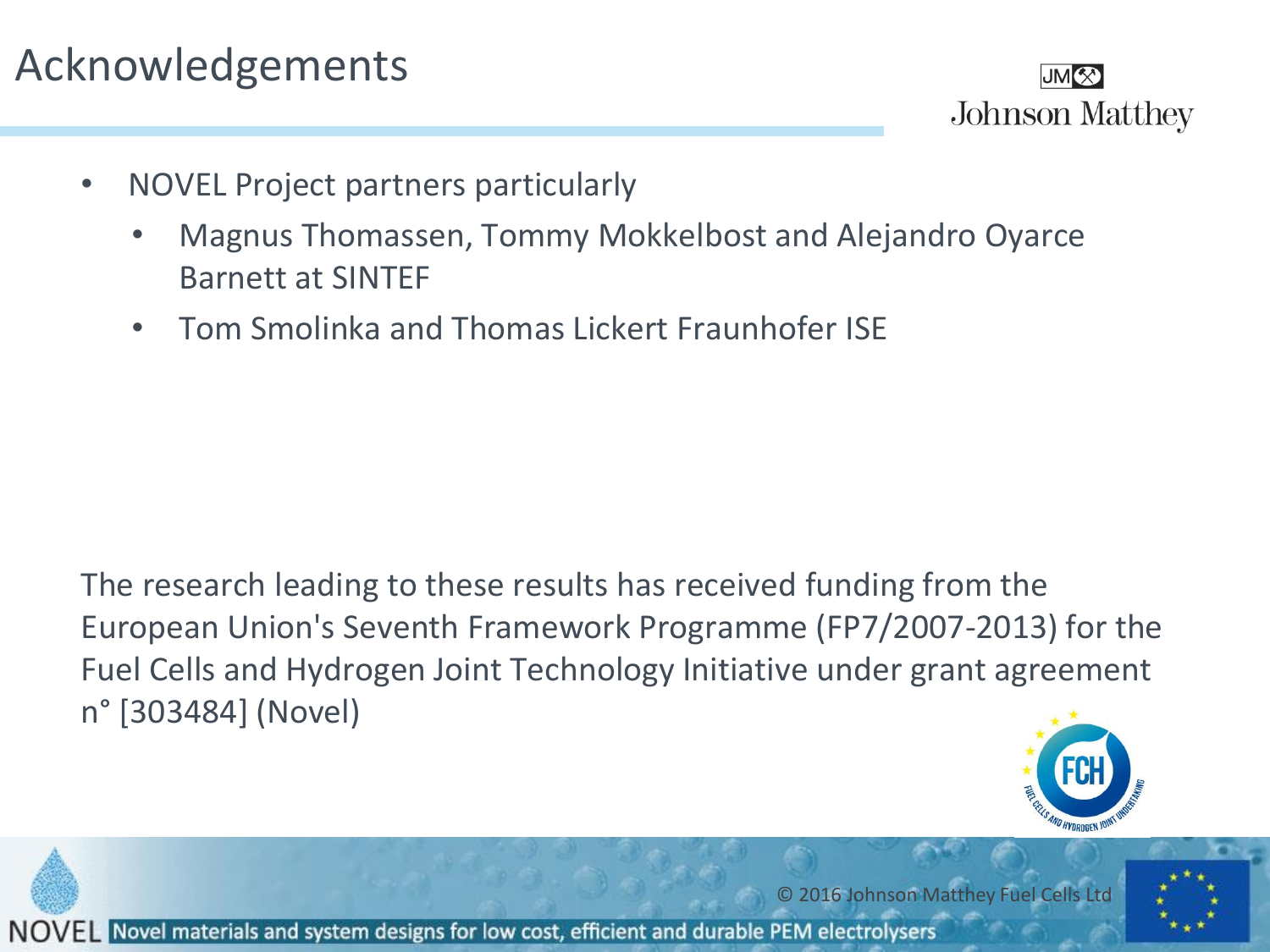# Acknowledgements

- NOVEL Project partners particularly
  - Magnus Thomassen, Tommy Mokkelbost and Alejandro Oyarce Barnett at SINTEF
  - Tom Smolinka and Thomas Lickert Fraunhofer ISE

The research leading to these results has received funding from the European Union's Seventh Framework Programme (FP7/2007-2013) for the Fuel Cells and Hydrogen Joint Technology Initiative under grant agreement n° [303484] (Novel)